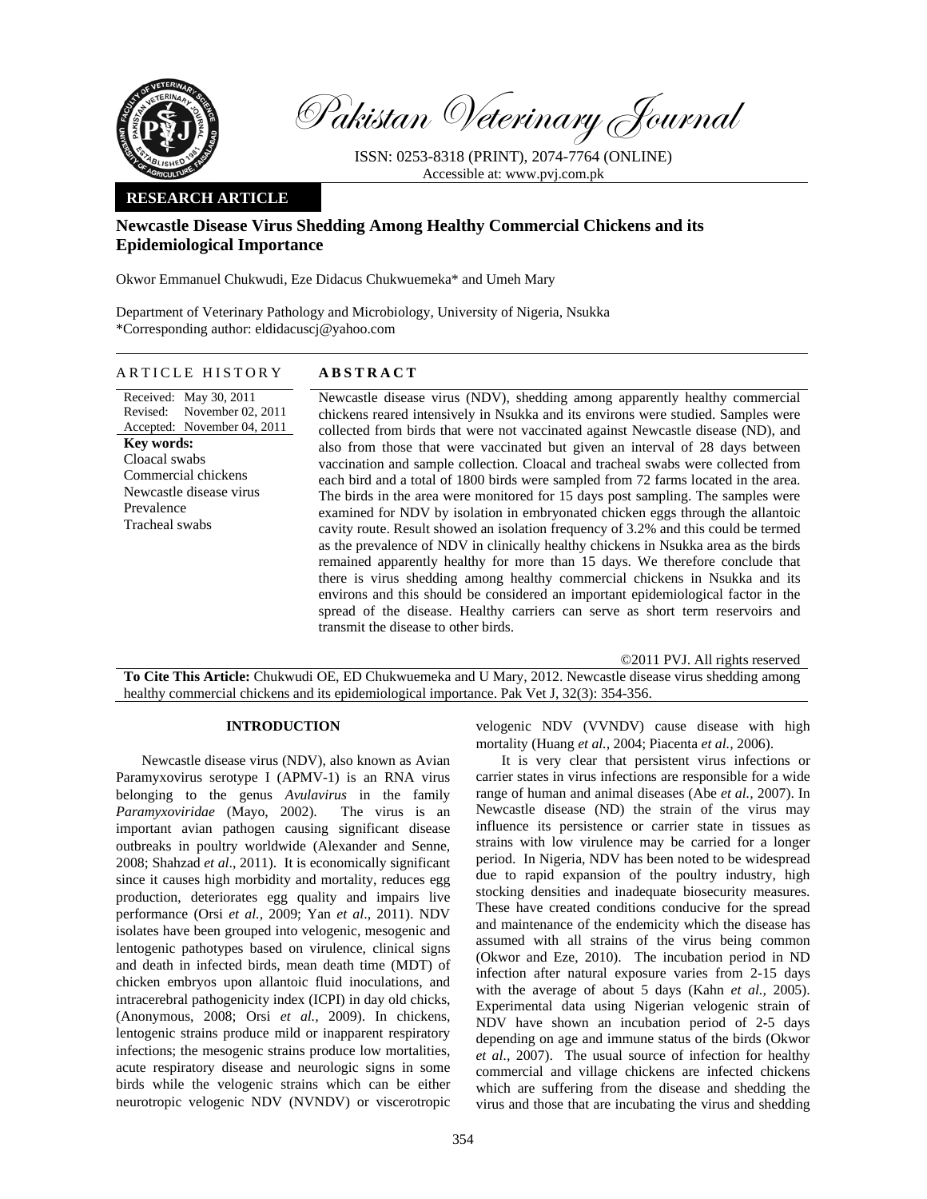Pakistan Veterinary Journal

ISSN: 0253-8318 (PRINT), 2074-7764 (ONLINE)
Accessible at: www.pvj.com.pk

**RESEARCH ARTICLE**

# Newcastle Disease Virus Shedding Among Healthy Commercial Chickens and its Epidemiological Importance

Okwor Emmanuel Chukwudi, Eze Didacus Chukwuemeka* and Umeh Mary

Department of Veterinary Pathology and Microbiology, University of Nigeria, Nsukka
*Corresponding author: eldidacuscj@yahoo.com

## ARTICLE HISTORY

Received: May 30, 2011
Revised: November 02, 2011
Accepted: November 04, 2011

**Key words:**
Cloacal swabs
Commercial chickens
Newcastle disease virus
Prevalence
Tracheal swabs

## ABSTRACT

Newcastle disease virus (NDV), shedding among apparently healthy commercial chickens reared intensively in Nsukka and its environs were studied. Samples were collected from birds that were not vaccinated against Newcastle disease (ND), and also from those that were vaccinated but given an interval of 28 days between vaccination and sample collection. Cloacal and tracheal swabs were collected from each bird and a total of 1800 birds were sampled from 72 farms located in the area. The birds in the area were monitored for 15 days post sampling. The samples were examined for NDV by isolation in embryonated chicken eggs through the allantoic cavity route. Result showed an isolation frequency of 3.2% and this could be termed as the prevalence of NDV in clinically healthy chickens in Nsukka area as the birds remained apparently healthy for more than 15 days. We therefore conclude that there is virus shedding among healthy commercial chickens in Nsukka and its environs and this should be considered an important epidemiological factor in the spread of the disease. Healthy carriers can serve as short term reservoirs and transmit the disease to other birds.

©2011 PVJ. All rights reserved

**To Cite This Article:** Chukwudi OE, ED Chukwuemeka and U Mary, 2012. Newcastle disease virus shedding among healthy commercial chickens and its epidemiological importance. Pak Vet J, 32(3): 354-356.

## INTRODUCTION

Newcastle disease virus (NDV), also known as Avian Paramyxovirus serotype I (APMV-1) is an RNA virus belonging to the genus *Avulavirus* in the family *Paramyxoviridae* (Mayo, 2002). The virus is an important avian pathogen causing significant disease outbreaks in poultry worldwide (Alexander and Senne, 2008; Shahzad *et al*., 2011). It is economically significant since it causes high morbidity and mortality, reduces egg production, deteriorates egg quality and impairs live performance (Orsi *et al.,* 2009; Yan *et al*., 2011). NDV isolates have been grouped into velogenic, mesogenic and lentogenic pathotypes based on virulence, clinical signs and death in infected birds, mean death time (MDT) of chicken embryos upon allantoic fluid inoculations, and intracerebral pathogenicity index (ICPI) in day old chicks, (Anonymous, 2008; Orsi *et al.,* 2009). In chickens, lentogenic strains produce mild or inapparent respiratory infections; the mesogenic strains produce low mortalities, acute respiratory disease and neurologic signs in some birds while the velogenic strains which can be either neurotropic velogenic NDV (NVNDV) or viscerotropic velogenic NDV (VVNDV) cause disease with high mortality (Huang *et al.,* 2004; Piacenta *et al.,* 2006).

It is very clear that persistent virus infections or carrier states in virus infections are responsible for a wide range of human and animal diseases (Abe *et al.,* 2007). In Newcastle disease (ND) the strain of the virus may influence its persistence or carrier state in tissues as strains with low virulence may be carried for a longer period. In Nigeria, NDV has been noted to be widespread due to rapid expansion of the poultry industry, high stocking densities and inadequate biosecurity measures. These have created conditions conducive for the spread and maintenance of the endemicity which the disease has assumed with all strains of the virus being common (Okwor and Eze, 2010). The incubation period in ND infection after natural exposure varies from 2-15 days with the average of about 5 days (Kahn *et al.,* 2005). Experimental data using Nigerian velogenic strain of NDV have shown an incubation period of 2-5 days depending on age and immune status of the birds (Okwor *et al.,* 2007). The usual source of infection for healthy commercial and village chickens are infected chickens which are suffering from the disease and shedding the virus and those that are incubating the virus and shedding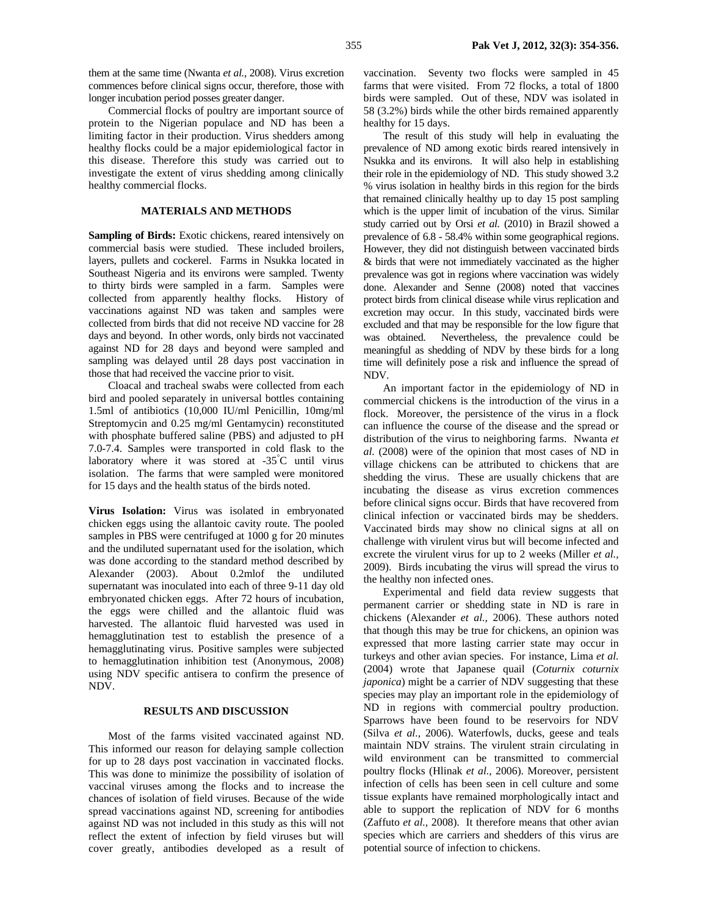them at the same time (Nwanta *et al.,* 2008). Virus excretion commences before clinical signs occur, therefore, those with longer incubation period posses greater danger.

Commercial flocks of poultry are important source of protein to the Nigerian populace and ND has been a limiting factor in their production. Virus shedders among healthy flocks could be a major epidemiological factor in this disease. Therefore this study was carried out to investigate the extent of virus shedding among clinically healthy commercial flocks.

## MATERIALS AND METHODS

**Sampling of Birds:** Exotic chickens, reared intensively on commercial basis were studied. These included broilers, layers, pullets and cockerel. Farms in Nsukka located in Southeast Nigeria and its environs were sampled. Twenty to thirty birds were sampled in a farm. Samples were collected from apparently healthy flocks. History of vaccinations against ND was taken and samples were collected from birds that did not receive ND vaccine for 28 days and beyond. In other words, only birds not vaccinated against ND for 28 days and beyond were sampled and sampling was delayed until 28 days post vaccination in those that had received the vaccine prior to visit.

Cloacal and tracheal swabs were collected from each bird and pooled separately in universal bottles containing 1.5ml of antibiotics (10,000 IU/ml Penicillin, 10mg/ml Streptomycin and 0.25 mg/ml Gentamycin) reconstituted with phosphate buffered saline (PBS) and adjusted to pH 7.0-7.4. Samples were transported in cold flask to the laboratory where it was stored at -35°C until virus isolation. The farms that were sampled were monitored for 15 days and the health status of the birds noted.

**Virus Isolation:** Virus was isolated in embryonated chicken eggs using the allantoic cavity route. The pooled samples in PBS were centrifuged at 1000 g for 20 minutes and the undiluted supernatant used for the isolation, which was done according to the standard method described by Alexander (2003). About 0.2mlof the undiluted supernatant was inoculated into each of three 9-11 day old embryonated chicken eggs. After 72 hours of incubation, the eggs were chilled and the allantoic fluid was harvested. The allantoic fluid harvested was used in hemagglutination test to establish the presence of a hemagglutinating virus. Positive samples were subjected to hemagglutination inhibition test (Anonymous, 2008) using NDV specific antisera to confirm the presence of NDV.

## RESULTS AND DISCUSSION

Most of the farms visited vaccinated against ND. This informed our reason for delaying sample collection for up to 28 days post vaccination in vaccinated flocks. This was done to minimize the possibility of isolation of vaccinal viruses among the flocks and to increase the chances of isolation of field viruses. Because of the wide spread vaccinations against ND, screening for antibodies against ND was not included in this study as this will not reflect the extent of infection by field viruses but will cover greatly, antibodies developed as a result of vaccination. Seventy two flocks were sampled in 45 farms that were visited. From 72 flocks, a total of 1800 birds were sampled. Out of these, NDV was isolated in 58 (3.2%) birds while the other birds remained apparently healthy for 15 days.

The result of this study will help in evaluating the prevalence of ND among exotic birds reared intensively in Nsukka and its environs. It will also help in establishing their role in the epidemiology of ND. This study showed 3.2 % virus isolation in healthy birds in this region for the birds that remained clinically healthy up to day 15 post sampling which is the upper limit of incubation of the virus. Similar study carried out by Orsi *et al.* (2010) in Brazil showed a prevalence of 6.8 - 58.4% within some geographical regions. However, they did not distinguish between vaccinated birds & birds that were not immediately vaccinated as the higher prevalence was got in regions where vaccination was widely done. Alexander and Senne (2008) noted that vaccines protect birds from clinical disease while virus replication and excretion may occur. In this study, vaccinated birds were excluded and that may be responsible for the low figure that was obtained. Nevertheless, the prevalence could be meaningful as shedding of NDV by these birds for a long time will definitely pose a risk and influence the spread of NDV.

An important factor in the epidemiology of ND in commercial chickens is the introduction of the virus in a flock. Moreover, the persistence of the virus in a flock can influence the course of the disease and the spread or distribution of the virus to neighboring farms. Nwanta *et al.* (2008) were of the opinion that most cases of ND in village chickens can be attributed to chickens that are shedding the virus. These are usually chickens that are incubating the disease as virus excretion commences before clinical signs occur. Birds that have recovered from clinical infection or vaccinated birds may be shedders. Vaccinated birds may show no clinical signs at all on challenge with virulent virus but will become infected and excrete the virulent virus for up to 2 weeks (Miller *et al.,* 2009). Birds incubating the virus will spread the virus to the healthy non infected ones.

Experimental and field data review suggests that permanent carrier or shedding state in ND is rare in chickens (Alexander *et al.,* 2006). These authors noted that though this may be true for chickens, an opinion was expressed that more lasting carrier state may occur in turkeys and other avian species. For instance, Lima *et al.* (2004) wrote that Japanese quail (*Coturnix coturnix japonica*) might be a carrier of NDV suggesting that these species may play an important role in the epidemiology of ND in regions with commercial poultry production. Sparrows have been found to be reservoirs for NDV (Silva *et al.,* 2006). Waterfowls, ducks, geese and teals maintain NDV strains. The virulent strain circulating in wild environment can be transmitted to commercial poultry flocks (Hlinak *et al.,* 2006). Moreover, persistent infection of cells has been seen in cell culture and some tissue explants have remained morphologically intact and able to support the replication of NDV for 6 months (Zaffuto *et al.,* 2008). It therefore means that other avian species which are carriers and shedders of this virus are potential source of infection to chickens.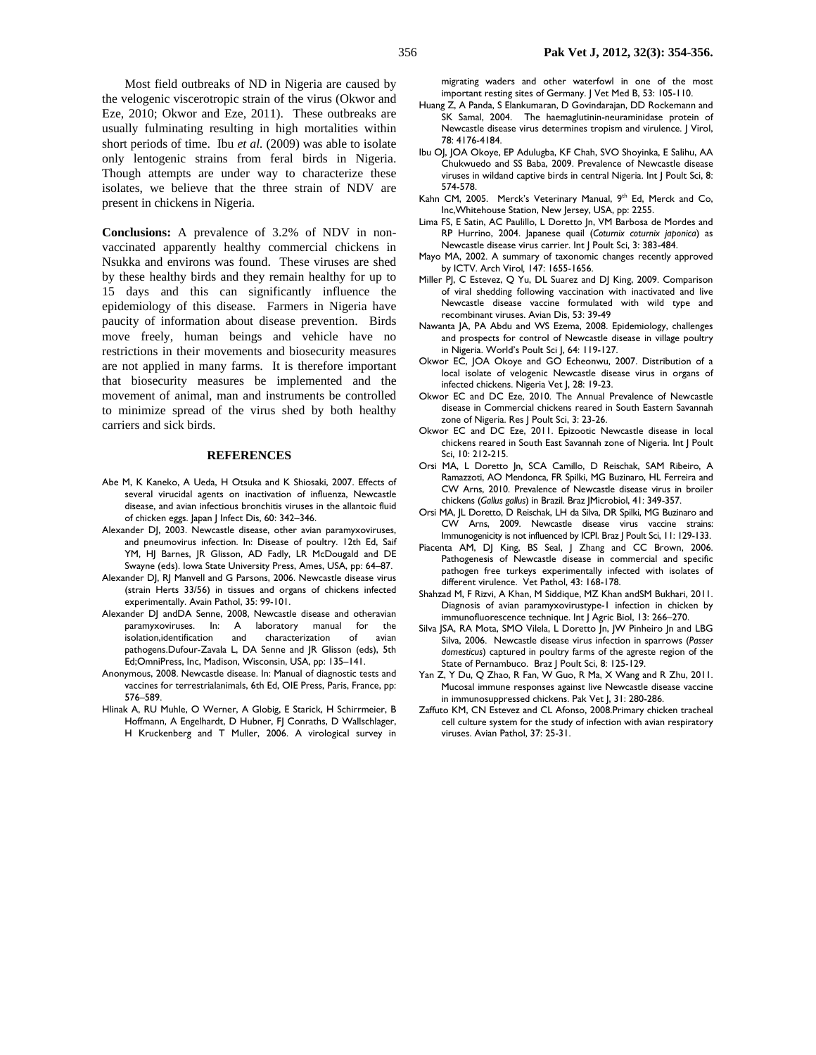Most field outbreaks of ND in Nigeria are caused by the velogenic viscerotropic strain of the virus (Okwor and Eze, 2010; Okwor and Eze, 2011). These outbreaks are usually fulminating resulting in high mortalities within short periods of time. Ibu *et al.* (2009) was able to isolate only lentogenic strains from feral birds in Nigeria. Though attempts are under way to characterize these isolates, we believe that the three strain of NDV are present in chickens in Nigeria.

**Conclusions:** A prevalence of 3.2% of NDV in non-vaccinated apparently healthy commercial chickens in Nsukka and environs was found. These viruses are shed by these healthy birds and they remain healthy for up to 15 days and this can significantly influence the epidemiology of this disease. Farmers in Nigeria have paucity of information about disease prevention. Birds move freely, human beings and vehicle have no restrictions in their movements and biosecurity measures are not applied in many farms. It is therefore important that biosecurity measures be implemented and the movement of animal, man and instruments be controlled to minimize spread of the virus shed by both healthy carriers and sick birds.

## REFERENCES

Abe M, K Kaneko, A Ueda, H Otsuka and K Shiosaki, 2007. Effects of several virucidal agents on inactivation of influenza, Newcastle disease, and avian infectious bronchitis viruses in the allantoic fluid of chicken eggs. Japan J Infect Dis, 60: 342–346.

Alexander DJ, 2003. Newcastle disease, other avian paramyxoviruses, and pneumovirus infection. In: Disease of poultry. 12th Ed, Saif YM, HJ Barnes, JR Glisson, AD Fadly, LR McDougald and DE Swayne (eds). Iowa State University Press, Ames, USA, pp: 64–87.

Alexander DJ, RJ Manvell and G Parsons, 2006. Newcastle disease virus (strain Herts 33/56) in tissues and organs of chickens infected experimentally. Avain Pathol, 35: 99-101.

Alexander DJ andDA Senne, 2008, Newcastle disease and otheravian paramyxoviruses. In: A laboratory manual for the isolation,identification and characterization of avian pathogens.Dufour-Zavala L, DA Senne and JR Glisson (eds), 5th Ed;OmniPress, Inc, Madison, Wisconsin, USA, pp: 135–141.

Anonymous, 2008. Newcastle disease. In: Manual of diagnostic tests and vaccines for terrestrialanimals, 6th Ed, OIE Press, Paris, France, pp: 576–589.

Hlinak A, RU Muhle, O Werner, A Globig, E Starick, H Schirrmeier, B Hoffmann, A Engelhardt, D Hubner, FJ Conraths, D Wallschlager, H Kruckenberg and T Muller, 2006. A virological survey in migrating waders and other waterfowl in one of the most important resting sites of Germany. J Vet Med B, 53: 105-110.

Huang Z, A Panda, S Elankumaran, D Govindarajan, DD Rockemann and SK Samal, 2004. The haemaglutinin-neuraminidase protein of Newcastle disease virus determines tropism and virulence. J Virol, 78: 4176-4184.

Ibu OJ, JOA Okoye, EP Adulugba, KF Chah, SVO Shoyinka, E Salihu, AA Chukwuedo and SS Baba, 2009. Prevalence of Newcastle disease viruses in wildand captive birds in central Nigeria. Int J Poult Sci, 8: 574-578.

Kahn CM, 2005. Merck's Veterinary Manual, 9th Ed, Merck and Co, Inc,Whitehouse Station, New Jersey, USA, pp: 2255.

Lima FS, E Satin, AC Paulillo, L Doretto Jn, VM Barbosa de Mordes and RP Hurrino, 2004. Japanese quail (*Coturnix coturnix japonica*) as Newcastle disease virus carrier. Int J Poult Sci, 3: 383-484.

Mayo MA, 2002. A summary of taxonomic changes recently approved by ICTV. Arch Virol, 147: 1655-1656.

Miller PJ, C Estevez, Q Yu, DL Suarez and DJ King, 2009. Comparison of viral shedding following vaccination with inactivated and live Newcastle disease vaccine formulated with wild type and recombinant viruses. Avian Dis, 53: 39-49

Nawanta JA, PA Abdu and WS Ezema, 2008. Epidemiology, challenges and prospects for control of Newcastle disease in village poultry in Nigeria. World's Poult Sci J, 64: 119-127.

Okwor EC, JOA Okoye and GO Echeonwu, 2007. Distribution of a local isolate of velogenic Newcastle disease virus in organs of infected chickens. Nigeria Vet J, 28: 19-23.

Okwor EC and DC Eze, 2010. The Annual Prevalence of Newcastle disease in Commercial chickens reared in South Eastern Savannah zone of Nigeria. Res J Poult Sci, 3: 23-26.

Okwor EC and DC Eze, 2011. Epizootic Newcastle disease in local chickens reared in South East Savannah zone of Nigeria. Int J Poult Sci, 10: 212-215.

Orsi MA, L Doretto Jn, SCA Camillo, D Reischak, SAM Ribeiro, A Ramazzoti, AO Mendonca, FR Spilki, MG Buzinaro, HL Ferreira and CW Arns, 2010. Prevalence of Newcastle disease virus in broiler chickens (*Gallus gallus*) in Brazil. Braz JMicrobiol, 41: 349-357.

Orsi MA, JL Doretto, D Reischak, LH da Silva, DR Spilki, MG Buzinaro and CW Arns, 2009. Newcastle disease virus vaccine strains: Immunogenicity is not influenced by ICPI. Braz J Poult Sci, 11: 129-133.

Piacenta AM, DJ King, BS Seal, J Zhang and CC Brown, 2006. Pathogenesis of Newcastle disease in commercial and specific pathogen free turkeys experimentally infected with isolates of different virulence. Vet Pathol, 43: 168-178.

Shahzad M, F Rizvi, A Khan, M Siddique, MZ Khan andSM Bukhari, 2011. Diagnosis of avian paramyxovirustype-1 infection in chicken by immunofluorescence technique. Int J Agric Biol, 13: 266–270.

Silva JSA, RA Mota, SMO Vilela, L Doretto Jn, JW Pinheiro Jn and LBG Silva, 2006. Newcastle disease virus infection in sparrows (*Passer domesticus*) captured in poultry farms of the agreste region of the State of Pernambuco. Braz J Poult Sci, 8: 125-129.

Yan Z, Y Du, Q Zhao, R Fan, W Guo, R Ma, X Wang and R Zhu, 2011. Mucosal immune responses against live Newcastle disease vaccine in immunosuppressed chickens. Pak Vet J, 31: 280-286.

Zaffuto KM, CN Estevez and CL Afonso, 2008.Primary chicken tracheal cell culture system for the study of infection with avian respiratory viruses. Avian Pathol, 37: 25-31.